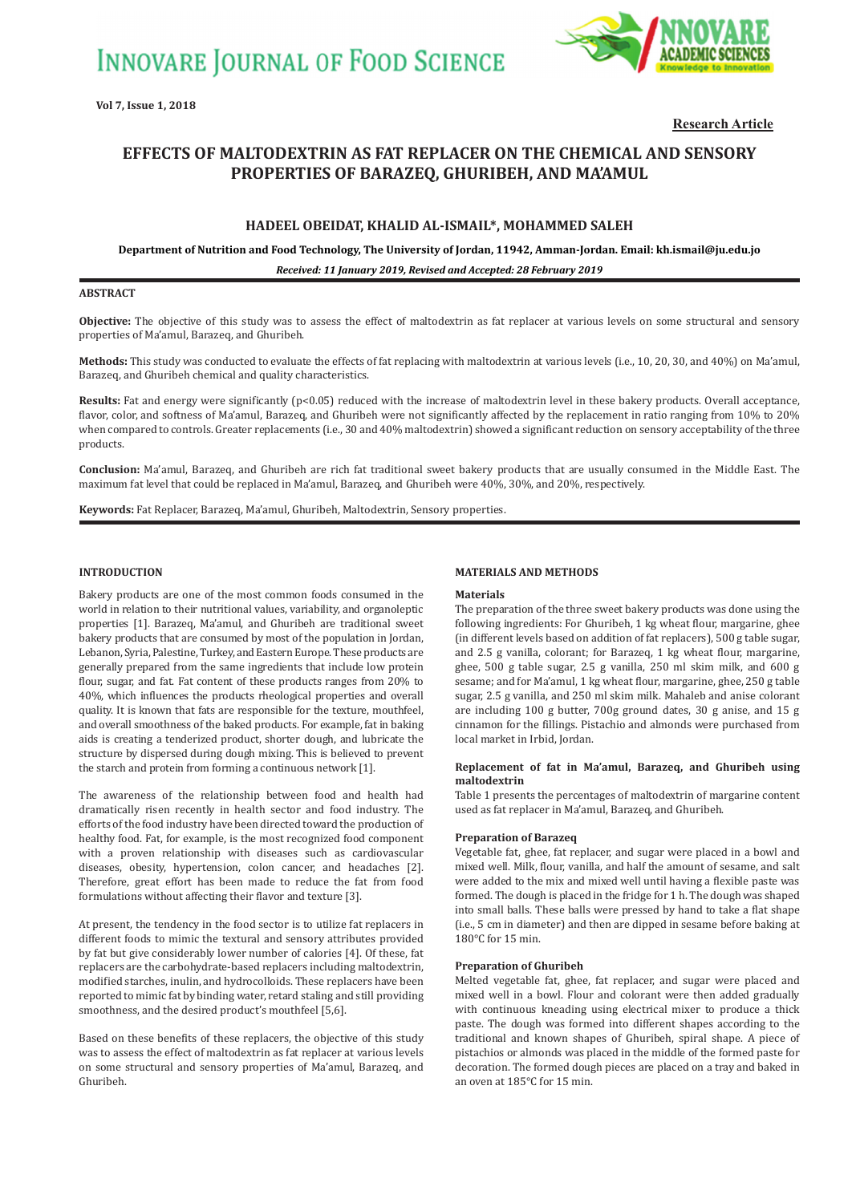**Research Article**

# EFFECTS OF MALTODEXTRIN AS FAT REPLACER ON THE CHEMICAL AND SENSORY PROPERTIES OF BARAZEQ, GHURIBEH, AND MA'AMUL

**HADEEL OBEIDAT, KHALID AL-ISMAIL\*, MOHAMMED SALEH**

**Department of Nutrition and Food Technology, The University of Jordan, 11942, Amman-Jordan. Email: kh.ismail@ju.edu.jo**

***Received: 11 January 2019, Revised and Accepted: 28 February 2019***

## ABSTRACT

**Objective:** The objective of this study was to assess the effect of maltodextrin as fat replacer at various levels on some structural and sensory properties of Ma'amul, Barazeq, and Ghuribeh.

**Methods:** This study was conducted to evaluate the effects of fat replacing with maltodextrin at various levels (i.e., 10, 20, 30, and 40%) on Ma'amul, Barazeq, and Ghuribeh chemical and quality characteristics.

**Results:** Fat and energy were significantly ($p<0.05$) reduced with the increase of maltodextrin level in these bakery products. Overall acceptance, flavor, color, and softness of Ma'amul, Barazeq, and Ghuribeh were not significantly affected by the replacement in ratio ranging from 10% to 20% when compared to controls. Greater replacements (i.e., 30 and 40% maltodextrin) showed a significant reduction on sensory acceptability of the three products.

**Conclusion:** Ma'amul, Barazeq, and Ghuribeh are rich fat traditional sweet bakery products that are usually consumed in the Middle East. The maximum fat level that could be replaced in Ma'amul, Barazeq, and Ghuribeh were 40%, 30%, and 20%, respectively.

**Keywords:** Fat Replacer, Barazeq, Ma'amul, Ghuribeh, Maltodextrin, Sensory properties.

## INTRODUCTION

Bakery products are one of the most common foods consumed in the world in relation to their nutritional values, variability, and organoleptic properties [1]. Barazeq, Ma'amul, and Ghuribeh are traditional sweet bakery products that are consumed by most of the population in Jordan, Lebanon, Syria, Palestine, Turkey, and Eastern Europe. These products are generally prepared from the same ingredients that include low protein flour, sugar, and fat. Fat content of these products ranges from 20% to 40%, which influences the products rheological properties and overall quality. It is known that fats are responsible for the texture, mouthfeel, and overall smoothness of the baked products. For example, fat in baking aids is creating a tenderized product, shorter dough, and lubricate the structure by dispersed during dough mixing. This is believed to prevent the starch and protein from forming a continuous network [1].

The awareness of the relationship between food and health had dramatically risen recently in health sector and food industry. The efforts of the food industry have been directed toward the production of healthy food. Fat, for example, is the most recognized food component with a proven relationship with diseases such as cardiovascular diseases, obesity, hypertension, colon cancer, and headaches [2]. Therefore, great effort has been made to reduce the fat from food formulations without affecting their flavor and texture [3].

At present, the tendency in the food sector is to utilize fat replacers in different foods to mimic the textural and sensory attributes provided by fat but give considerably lower number of calories [4]. Of these, fat replacers are the carbohydrate-based replacers including maltodextrin, modified starches, inulin, and hydrocolloids. These replacers have been reported to mimic fat by binding water, retard staling and still providing smoothness, and the desired product's mouthfeel [5,6].

Based on these benefits of these replacers, the objective of this study was to assess the effect of maltodextrin as fat replacer at various levels on some structural and sensory properties of Ma'amul, Barazeq, and Ghuribeh.

## MATERIALS AND METHODS

### Materials

The preparation of the three sweet bakery products was done using the following ingredients: For Ghuribeh, 1 kg wheat flour, margarine, ghee (in different levels based on addition of fat replacers), 500 g table sugar, and 2.5 g vanilla, colorant; for Barazeq, 1 kg wheat flour, margarine, ghee, 500 g table sugar, 2.5 g vanilla, 250 ml skim milk, and 600 g sesame; and for Ma'amul, 1 kg wheat flour, margarine, ghee, 250 g table sugar, 2.5 g vanilla, and 250 ml skim milk. Mahaleb and anise colorant are including 100 g butter, 700g ground dates, 30 g anise, and 15 g cinnamon for the fillings. Pistachio and almonds were purchased from local market in Irbid, Jordan.

### Replacement of fat in Ma'amul, Barazeq, and Ghuribeh using maltodextrin

Table 1 presents the percentages of maltodextrin of margarine content used as fat replacer in Ma'amul, Barazeq, and Ghuribeh.

### Preparation of Barazeq

Vegetable fat, ghee, fat replacer, and sugar were placed in a bowl and mixed well. Milk, flour, vanilla, and half the amount of sesame, and salt were added to the mix and mixed well until having a flexible paste was formed. The dough is placed in the fridge for 1 h. The dough was shaped into small balls. These balls were pressed by hand to take a flat shape (i.e., 5 cm in diameter) and then are dipped in sesame before baking at 180°C for 15 min.

### Preparation of Ghuribeh

Melted vegetable fat, ghee, fat replacer, and sugar were placed and mixed well in a bowl. Flour and colorant were then added gradually with continuous kneading using electrical mixer to produce a thick paste. The dough was formed into different shapes according to the traditional and known shapes of Ghuribeh, spiral shape. A piece of pistachios or almonds was placed in the middle of the formed paste for decoration. The formed dough pieces are placed on a tray and baked in an oven at 185°C for 15 min.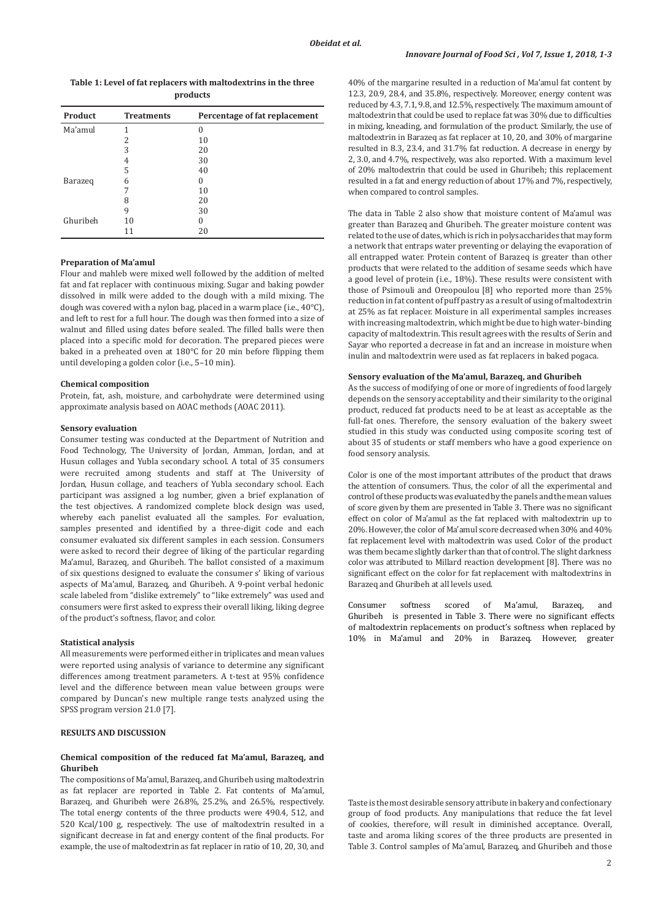**Table 1: Level of fat replacers with maltodextrins in the three products**

| Product | Treatments | Percentage of fat replacement |
|---|---|---|
| Ma'amul | 1 | 0 |
| | 2 | 10 |
| | 3 | 20 |
| | 4 | 30 |
| | 5 | 40 |
| Barazeq | 6 | 0 |
| | 7 | 10 |
| | 8 | 20 |
| | 9 | 30 |
| Ghuribeh | 10 | 0 |
| | 11 | 20 |

**Preparation of Ma'amul**

Flour and mahleb were mixed well followed by the addition of melted fat and fat replacer with continuous mixing. Sugar and baking powder dissolved in milk were added to the dough with a mild mixing. The dough was covered with a nylon bag, placed in a warm place (i.e., 40°C), and left to rest for a full hour. The dough was then formed into a size of walnut and filled using dates before sealed. The filled balls were then placed into a specific mold for decoration. The prepared pieces were baked in a preheated oven at 180°C for 20 min before flipping them until developing a golden color (i.e., 5–10 min).

**Chemical composition**

Protein, fat, ash, moisture, and carbohydrate were determined using approximate analysis based on AOAC methods (AOAC 2011).

**Sensory evaluation**

Consumer testing was conducted at the Department of Nutrition and Food Technology, The University of Jordan, Amman, Jordan, and at Husun collages and Yubla secondary school. A total of 35 consumers were recruited among students and staff at The University of Jordan, Husun collage, and teachers of Yubla secondary school. Each participant was assigned a log number, given a brief explanation of the test objectives. A randomized complete block design was used, whereby each panelist evaluated all the samples. For evaluation, samples presented and identified by a three-digit code and each consumer evaluated six different samples in each session. Consumers were asked to record their degree of liking of the particular regarding Ma'amul, Barazeq, and Ghuribeh. The ballot consisted of a maximum of six questions designed to evaluate the consumer s' liking of various aspects of Ma'amul, Barazeq, and Ghuribeh. A 9-point verbal hedonic scale labeled from "dislike extremely" to "like extremely" was used and consumers were first asked to express their overall liking, liking degree of the product's softness, flavor, and color.

**Statistical analysis**

All measurements were performed either in triplicates and mean values were reported using analysis of variance to determine any significant differences among treatment parameters. A t-test at 95% confidence level and the difference between mean value between groups were compared by Duncan's new multiple range tests analyzed using the SPSS program version 21.0 [7].

## RESULTS AND DISCUSSION

**Chemical composition of the reduced fat Ma'amul, Barazeq, and Ghuribeh**

The compositions of Ma'amul, Barazeq, and Ghuribeh using maltodextrin as fat replacer are reported in Table 2. Fat contents of Ma'amul, Barazeq, and Ghuribeh were 26.8%, 25.2%, and 26.5%, respectively. The total energy contents of the three products were 490.4, 512, and 520 Kcal/100 g, respectively. The use of maltodextrin resulted in a significant decrease in fat and energy content of the final products. For example, the use of maltodextrin as fat replacer in ratio of 10, 20, 30, and 40% of the margarine resulted in a reduction of Ma'amul fat content by 12.3, 20.9, 28.4, and 35.8%, respectively. Moreover, energy content was reduced by 4.3, 7.1, 9.8, and 12.5%, respectively. The maximum amount of maltodextrin that could be used to replace fat was 30% due to difficulties in mixing, kneading, and formulation of the product. Similarly, the use of maltodextrin in Barazeq as fat replacer at 10, 20, and 30% of margarine resulted in 8.3, 23.4, and 31.7% fat reduction. A decrease in energy by 2, 3.0, and 4.7%, respectively, was also reported. With a maximum level of 20% maltodextrin that could be used in Ghuribeh; this replacement resulted in a fat and energy reduction of about 17% and 7%, respectively, when compared to control samples.

The data in Table 2 also show that moisture content of Ma'amul was greater than Barazeq and Ghuribeh. The greater moisture content was related to the use of dates, which is rich in polysaccharides that may form a network that entraps water preventing or delaying the evaporation of all entrapped water. Protein content of Barazeq is greater than other products that were related to the addition of sesame seeds which have a good level of protein (i.e., 18%). These results were consistent with those of Psimouli and Oreopoulou [8] who reported more than 25% reduction in fat content of puff pastry as a result of using of maltodextrin at 25% as fat replacer. Moisture in all experimental samples increases with increasing maltodextrin, which might be due to high water-binding capacity of maltodextrin. This result agrees with the results of Serin and Sayar who reported a decrease in fat and an increase in moisture when inulin and maltodextrin were used as fat replacers in baked pogaca.

**Sensory evaluation of the Ma'amul, Barazeq, and Ghuribeh**

As the success of modifying of one or more of ingredients of food largely depends on the sensory acceptability and their similarity to the original product, reduced fat products need to be at least as acceptable as the full-fat ones. Therefore, the sensory evaluation of the bakery sweet studied in this study was conducted using composite scoring test of about 35 of students or staff members who have a good experience on food sensory analysis.

Color is one of the most important attributes of the product that draws the attention of consumers. Thus, the color of all the experimental and control of these products was evaluated by the panels and the mean values of score given by them are presented in Table 3. There was no significant effect on color of Ma'amul as the fat replaced with maltodextrin up to 20%. However, the color of Ma'amul score decreased when 30% and 40% fat replacement level with maltodextrin was used. Color of the product was them became slightly darker than that of control. The slight darkness color was attributed to Millard reaction development [8]. There was no significant effect on the color for fat replacement with maltodextrins in Barazeq and Ghuribeh at all levels used.

Consumer softness scored of Ma'amul, Barazeq, and Ghuribeh is presented in Table 3. There were no significant effects of maltodextrin replacements on product's softness when replaced by 10% in Ma'amul and 20% in Barazeq. However, greater

Taste is the most desirable sensory attribute in bakery and confectionary group of food products. Any manipulations that reduce the fat level of cookies, therefore, will result in diminished acceptance. Overall, taste and aroma liking scores of the three products are presented in Table 3. Control samples of Ma'amul, Barazeq, and Ghuribeh and those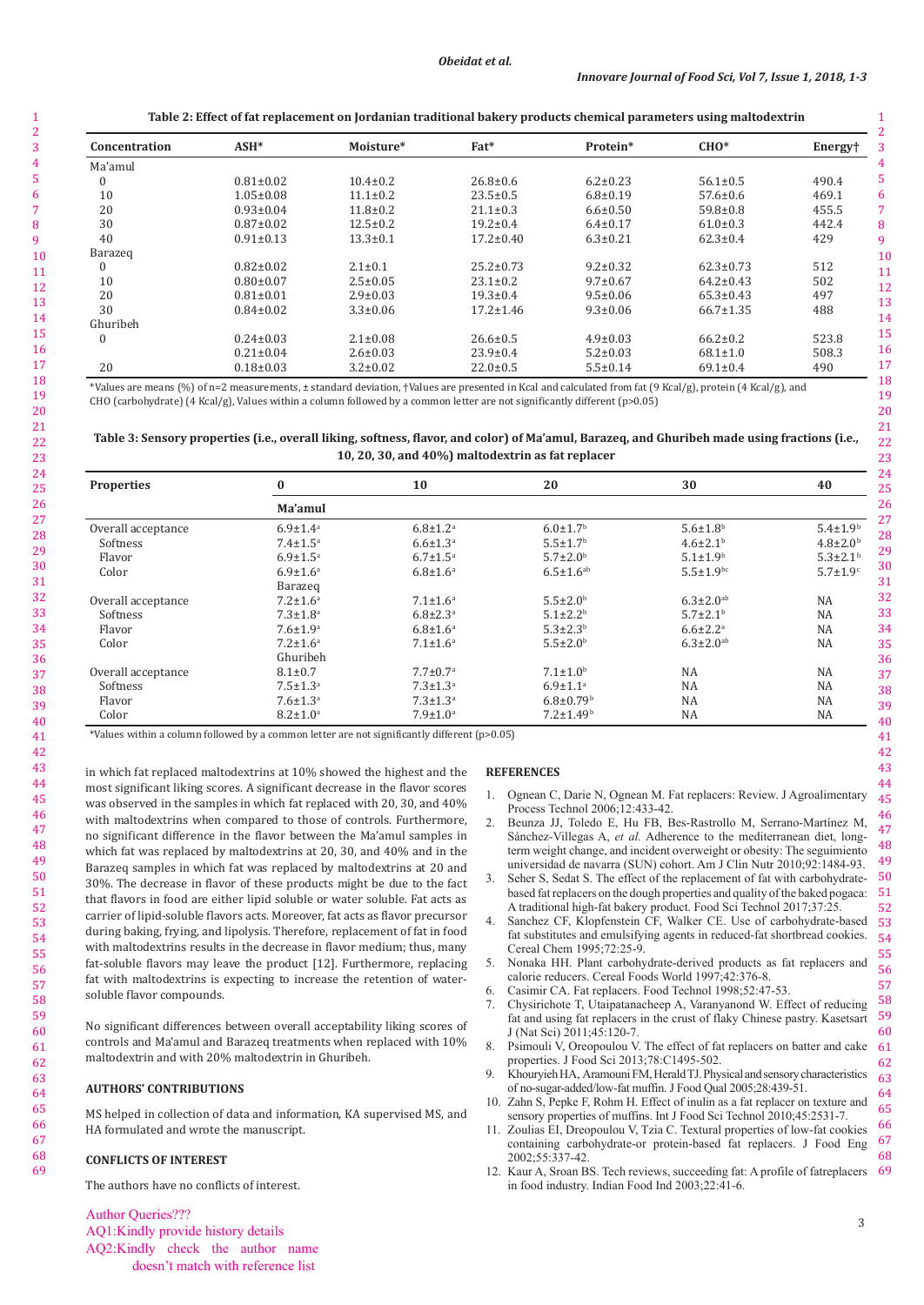**Table 2: Effect of fat replacement on Jordanian traditional bakery products chemical parameters using maltodextrin**

| Concentration | ASH* | Moisture* | Fat* | Protein* | CHO* | Energy† |
|---|---|---|---|---|---|---|
| Ma'amul | | | | | | |
| 0 | 0.81±0.02 | 10.4±0.2 | 26.8±0.6 | 6.2±0.23 | 56.1±0.5 | 490.4 |
| 10 | 1.05±0.08 | 11.1±0.2 | 23.5±0.5 | 6.8±0.19 | 57.6±0.6 | 469.1 |
| 20 | 0.93±0.04 | 11.8±0.2 | 21.1±0.3 | 6.6±0.50 | 59.8±0.8 | 455.5 |
| 30 | 0.87±0.02 | 12.5±0.2 | 19.2±0.4 | 6.4±0.17 | 61.0±0.3 | 442.4 |
| 40 | 0.91±0.13 | 13.3±0.1 | 17.2±0.40 | 6.3±0.21 | 62.3±0.4 | 429 |
| Barazeq | | | | | | |
| 0 | 0.82±0.02 | 2.1±0.1 | 25.2±0.73 | 9.2±0.32 | 62.3±0.73 | 512 |
| 10 | 0.80±0.07 | 2.5±0.05 | 23.1±0.2 | 9.7±0.67 | 64.2±0.43 | 502 |
| 20 | 0.81±0.01 | 2.9±0.03 | 19.3±0.4 | 9.5±0.06 | 65.3±0.43 | 497 |
| 30 | 0.84±0.02 | 3.3±0.06 | 17.2±1.46 | 9.3±0.06 | 66.7±1.35 | 488 |
| Ghuribeh | | | | | | |
| 0 | 0.24±0.03 | 2.1±0.08 | 26.6±0.5 | 4.9±0.03 | 66.2±0.2 | 523.8 |
| | 0.21±0.04 | 2.6±0.03 | 23.9±0.4 | 5.2±0.03 | 68.1±1.0 | 508.3 |
| 20 | 0.18±0.03 | 3.2±0.02 | 22.0±0.5 | 5.5±0.14 | 69.1±0.4 | 490 |

*Values are means (%) of n=2 measurements, ± standard deviation, †Values are presented in Kcal and calculated from fat (9 Kcal/g), protein (4 Kcal/g), and CHO (carbohydrate) (4 Kcal/g), Values within a column followed by a common letter are not significantly different (p>0.05)

**Table 3: Sensory properties (i.e., overall liking, softness, flavor, and color) of Ma'amul, Barazeq, and Ghuribeh made using fractions (i.e., 10, 20, 30, and 40%) maltodextrin as fat replacer**

| Properties | 0 | 10 | 20 | 30 | 40 |
|---|---|---|---|---|---|
| | **Ma'amul** | | | | |
| Overall acceptance | 6.9±1.4[a] | 6.8±1.2[a] | 6.0±1.7[b] | 5.6±1.8[b] | 5.4±1.9[b] |
| Softness | 7.4±1.5[a] | 6.6±1.3[a] | 5.5±1.7[b] | 4.6±2.1[b] | 4.8±2.0[b] |
| Flavor | 6.9±1.5[a] | 6.7±1.5[a] | 5.7±2.0[b] | 5.1±1.9[b] | 5.3±2.1[b] |
| Color | 6.9±1.6[a] | 6.8±1.6[a] | 6.5±1.6[ab] | 5.5±1.9[bc] | 5.7±1.9[c] |
| | Barazeq | | | | |
| Overall acceptance | 7.2±1.6[a] | 7.1±1.6[a] | 5.5±2.0[b] | 6.3±2.0[ab] | NA |
| Softness | 7.3±1.8[a] | 6.8±2.3[a] | 5.1±2.2[b] | 5.7±2.1[b] | NA |
| Flavor | 7.6±1.9[a] | 6.8±1.6[a] | 5.3±2.3[b] | 6.6±2.2[a] | NA |
| Color | 7.2±1.6[a] | 7.1±1.6[a] | 5.5±2.0[b] | 6.3±2.0[ab] | NA |
| | Ghuribeh | | | | |
| Overall acceptance | 8.1±0.7 | 7.7±0.7[a] | 7.1±1.0[b] | NA | NA |
| Softness | 7.5±1.3[a] | 7.3±1.3[a] | 6.9±1.1[a] | NA | NA |
| Flavor | 7.6±1.3[a] | 7.3±1.3[a] | 6.8±0.79[b] | NA | NA |
| Color | 8.2±1.0[a] | 7.9±1.0[a] | 7.2±1.49[b] | NA | NA |

*Values within a column followed by a common letter are not significantly different (p>0.05)

in which fat replaced maltodextrins at 10% showed the highest and the most significant liking scores. A significant decrease in the flavor scores was observed in the samples in which fat replaced with 20, 30, and 40% with maltodextrins when compared to those of controls. Furthermore, no significant difference in the flavor between the Ma'amul samples in which fat was replaced by maltodextrins at 20, 30, and 40% and in the Barazeq samples in which fat was replaced by maltodextrins at 20 and 30%. The decrease in flavor of these products might be due to the fact that flavors in food are either lipid soluble or water soluble. Fat acts as carrier of lipid-soluble flavors acts. Moreover, fat acts as flavor precursor during baking, frying, and lipolysis. Therefore, replacement of fat in food with maltodextrins results in the decrease in flavor medium; thus, many fat-soluble flavors may leave the product [12]. Furthermore, replacing fat with maltodextrins is expecting to increase the retention of water-soluble flavor compounds.

No significant differences between overall acceptability liking scores of controls and Ma'amul and Barazeq treatments when replaced with 10% maltodextrin and with 20% maltodextrin in Ghuribeh.

## AUTHORS' CONTRIBUTIONS

MS helped in collection of data and information, KA supervised MS, and HA formulated and wrote the manuscript.

## CONFLICTS OF INTEREST

The authors have no conflicts of interest.

Author Queries???
AQ1:Kindly provide history details
AQ2:Kindly check the author name doesn't match with reference list

## REFERENCES

1. Ognean C, Darie N, Ognean M. Fat replacers: Review. J Agroalimentary Process Technol 2006;12:433-42.
2. Beunza JJ, Toledo E, Hu FB, Bes-Rastrollo M, Serrano-Martínez M, Sánchez-Villegas A, *et al.* Adherence to the mediterranean diet, long-term weight change, and incident overweight or obesity: The seguimiento universidad de navarra (SUN) cohort. Am J Clin Nutr 2010;92:1484-93.
3. Seher S, Sedat S. The effect of the replacement of fat with carbohydrate-based fat replacers on the dough properties and quality of the baked pogaca: A traditional high-fat bakery product. Food Sci Technol 2017;37:25.
4. Sanchez CF, Klopfenstein CF, Walker CE. Use of carbohydrate-based fat substitutes and emulsifying agents in reduced-fat shortbread cookies. Cereal Chem 1995;72:25-9.
5. Nonaka HH. Plant carbohydrate-derived products as fat replacers and calorie reducers. Cereal Foods World 1997;42:376-8.
6. Casimir CA. Fat replacers. Food Technol 1998;52:47-53.
7. Chysirichote T, Utaipatanacheep A, Varanyanond W. Effect of reducing fat and using fat replacers in the crust of flaky Chinese pastry. Kasetsart J (Nat Sci) 2011;45:120-7.
8. Psimouli V, Oreopoulou V. The effect of fat replacers on batter and cake properties. J Food Sci 2013;78:C1495-502.
9. Khouryieh HA, Aramouni FM, Herald TJ. Physical and sensory characteristics of no-sugar-added/low-fat muffin. J Food Qual 2005;28:439-51.
10. Zahn S, Pepke F, Rohm H. Effect of inulin as a fat replacer on texture and sensory properties of muffins. Int J Food Sci Technol 2010;45:2531-7.
11. Zoulias EI, Oreopoulou V, Tzia C. Textural properties of low-fat cookies containing carbohydrate-or protein-based fat replacers. J Food Eng 2002;55:337-42.
12. Kaur A, Sroan BS. Tech reviews, succeeding fat: A profile of fatreplacers in food industry. Indian Food Ind 2003;22:41-6.